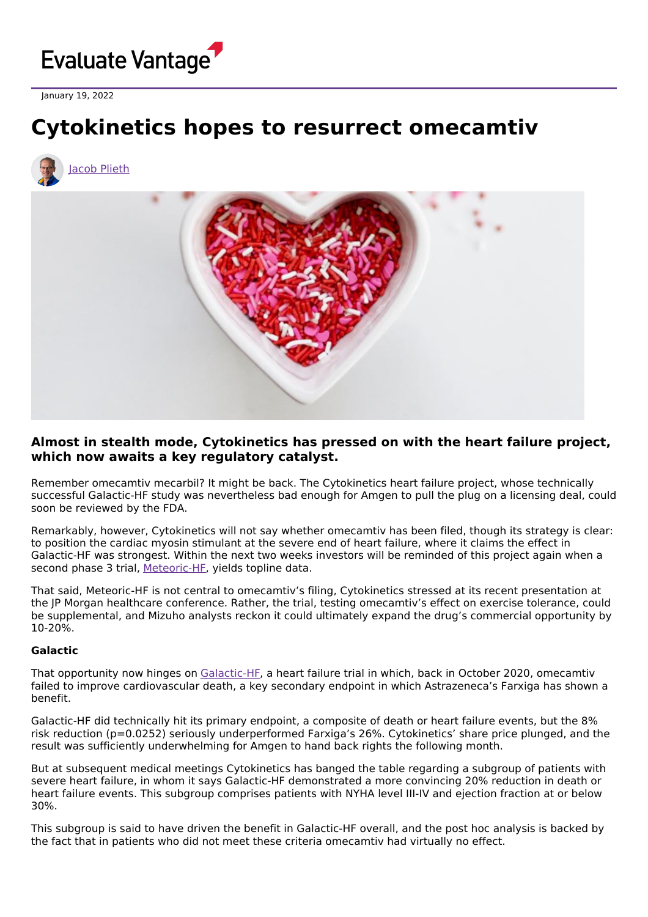January 19, 2022

# Cytokinetics hopes to resurrect omecamtiv

Jacob Plieth

**Almost in stealth mode, Cytokinetics has pressed on with the heart failure project, which now awaits a key regulatory catalyst.**

Remember omecamtiv mecarbil? It might be back. The Cytokinetics heart failure project, whose technically successful Galactic-HF study was nevertheless bad enough for Amgen to pull the plug on a licensing deal, could soon be reviewed by the FDA.

Remarkably, however, Cytokinetics will not say whether omecamtiv has been filed, though its strategy is clear: to position the cardiac myosin stimulant at the severe end of heart failure, where it claims the effect in Galactic-HF was strongest. Within the next two weeks investors will be reminded of this project again when a second phase 3 trial, Meteoric-HF, yields topline data.

That said, Meteoric-HF is not central to omecamtiv's filing, Cytokinetics stressed at its recent presentation at the JP Morgan healthcare conference. Rather, the trial, testing omecamtiv's effect on exercise tolerance, could be supplemental, and Mizuho analysts reckon it could ultimately expand the drug's commercial opportunity by 10-20%.

**Galactic**

That opportunity now hinges on Galactic-HF, a heart failure trial in which, back in October 2020, omecamtiv failed to improve cardiovascular death, a key secondary endpoint in which Astrazeneca's Farxiga has shown a benefit.

Galactic-HF did technically hit its primary endpoint, a composite of death or heart failure events, but the 8% risk reduction (p=0.0252) seriously underperformed Farxiga's 26%. Cytokinetics' share price plunged, and the result was sufficiently underwhelming for Amgen to hand back rights the following month.

But at subsequent medical meetings Cytokinetics has banged the table regarding a subgroup of patients with severe heart failure, in whom it says Galactic-HF demonstrated a more convincing 20% reduction in death or heart failure events. This subgroup comprises patients with NYHA level III-IV and ejection fraction at or below 30%.

This subgroup is said to have driven the benefit in Galactic-HF overall, and the post hoc analysis is backed by the fact that in patients who did not meet these criteria omecamtiv had virtually no effect.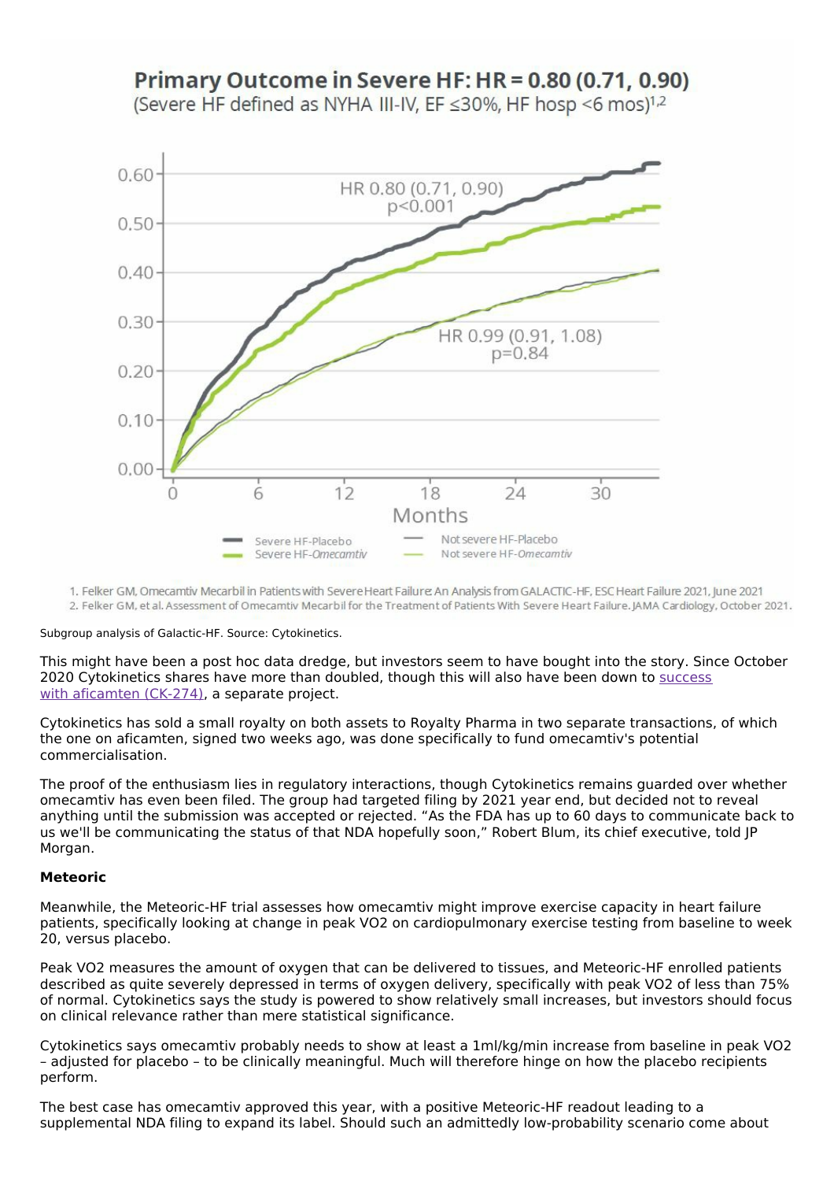Primary Outcome in Severe HF: HR = 0.80 (0.71, 0.90)

(Severe HF defined as NYHA III-IV, EF ≤30%, HF hosp <6 mos)[1,2]

0.60
0.50
0.40
0.30
0.20
0.10
0.00

0 6 12 18 24 30

Months

HR 0.80 (0.71, 0.90)
p<0.001

HR 0.99 (0.91, 1.08)
p=0.84

Severe HF-Placebo
Severe HF-*Omecamtiv*
Not severe HF-Placebo
Not severe HF-*Omecamtiv*

1. Felker GM, Omecamtiv Mecarbil in Patients with Severe Heart Failure: An Analysis from GALACTIC-HF, ESC Heart Failure 2021, June 2021
2. Felker GM, et al. Assessment of Omecamtiv Mecarbil for the Treatment of Patients With Severe Heart Failure. JAMA Cardiology, October 2021.

Subgroup analysis of Galactic-HF. Source: Cytokinetics.

This might have been a post hoc data dredge, but investors seem to have bought into the story. Since October 2020 Cytokinetics shares have more than doubled, though this will also have been down to success with aficamten (CK-274), a separate project.

Cytokinetics has sold a small royalty on both assets to Royalty Pharma in two separate transactions, of which the one on aficamten, signed two weeks ago, was done specifically to fund omecamtiv's potential commercialisation.

The proof of the enthusiasm lies in regulatory interactions, though Cytokinetics remains guarded over whether omecamtiv has even been filed. The group had targeted filing by 2021 year end, but decided not to reveal anything until the submission was accepted or rejected. "As the FDA has up to 60 days to communicate back to us we'll be communicating the status of that NDA hopefully soon," Robert Blum, its chief executive, told JP Morgan.

**Meteoric**

Meanwhile, the Meteoric-HF trial assesses how omecamtiv might improve exercise capacity in heart failure patients, specifically looking at change in peak VO2 on cardiopulmonary exercise testing from baseline to week 20, versus placebo.

Peak VO2 measures the amount of oxygen that can be delivered to tissues, and Meteoric-HF enrolled patients described as quite severely depressed in terms of oxygen delivery, specifically with peak VO2 of less than 75% of normal. Cytokinetics says the study is powered to show relatively small increases, but investors should focus on clinical relevance rather than mere statistical significance.

Cytokinetics says omecamtiv probably needs to show at least a 1ml/kg/min increase from baseline in peak VO2 – adjusted for placebo – to be clinically meaningful. Much will therefore hinge on how the placebo recipients perform.

The best case has omecamtiv approved this year, with a positive Meteoric-HF readout leading to a supplemental NDA filing to expand its label. Should such an admittedly low-probability scenario come about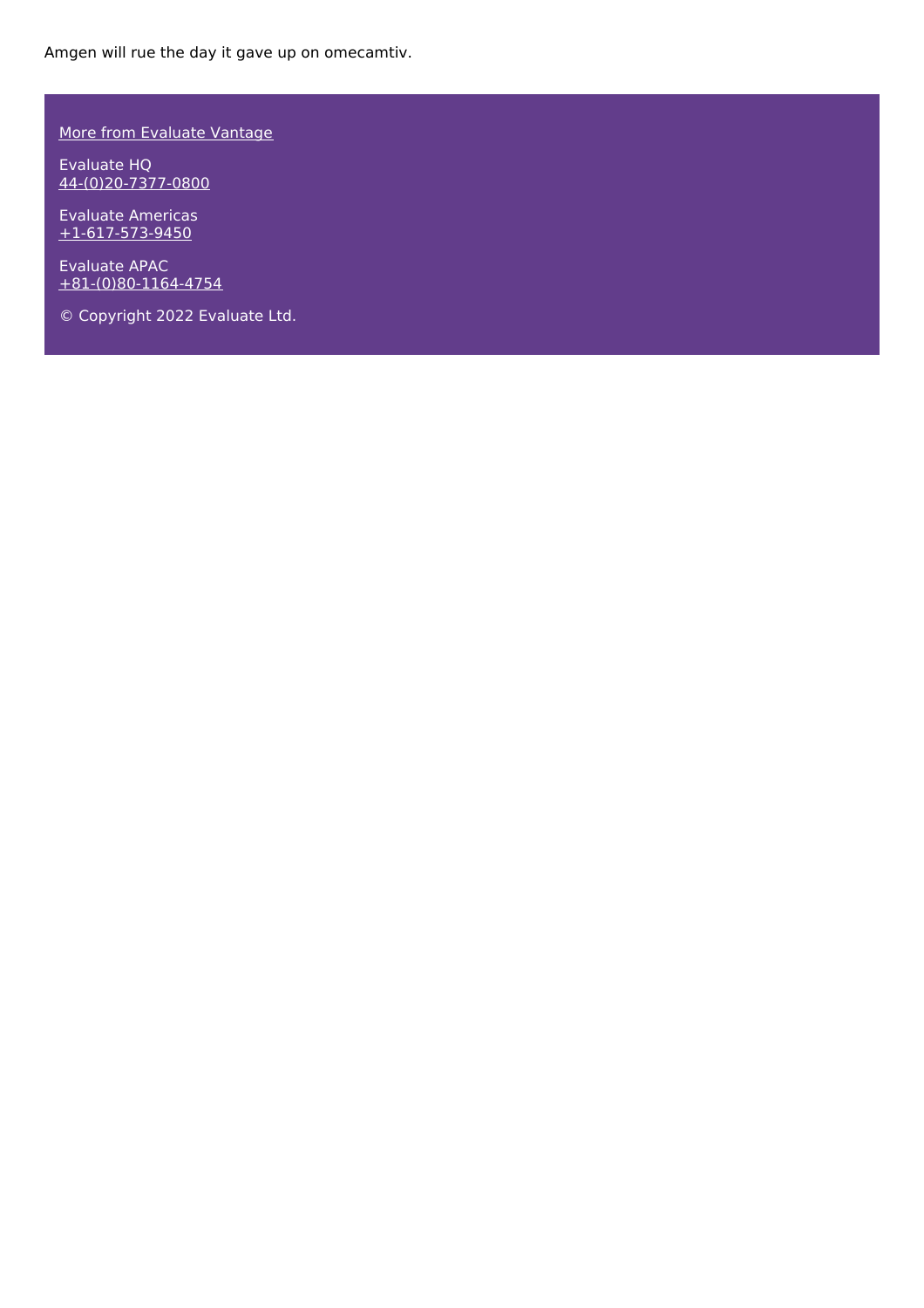Amgen will rue the day it gave up on omecamtiv.

More from Evaluate Vantage

Evaluate HQ
44-(0)20-7377-0800

Evaluate Americas
+1-617-573-9450

Evaluate APAC
+81-(0)80-1164-4754

© Copyright 2022 Evaluate Ltd.